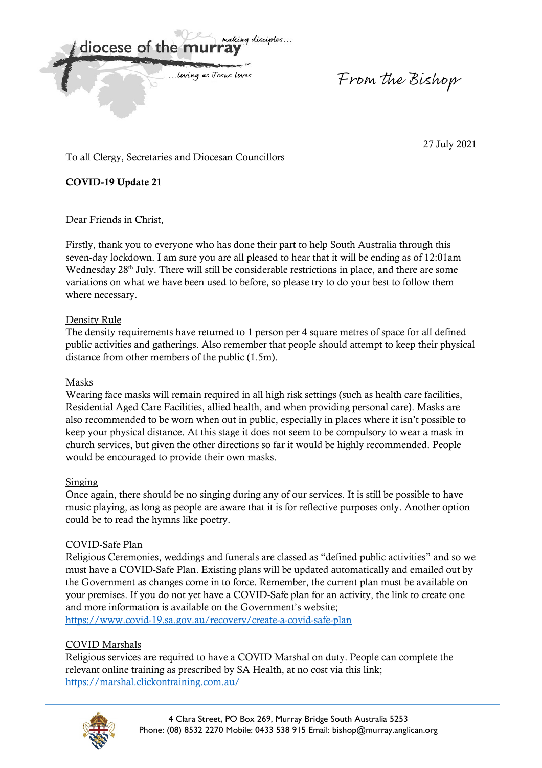diocese of the **murray** *making disciples...* *...loving as Jesus loves*

*From the Bishop*

27 July 2021

To all Clergy, Secretaries and Diocesan Councillors

**COVID-19 Update 21**

Dear Friends in Christ,

Firstly, thank you to everyone who has done their part to help South Australia through this seven-day lockdown. I am sure you are all pleased to hear that it will be ending as of 12:01am Wednesday 28th July. There will still be considerable restrictions in place, and there are some variations on what we have been used to before, so please try to do your best to follow them where necessary.

## Density Rule

The density requirements have returned to 1 person per 4 square metres of space for all defined public activities and gatherings. Also remember that people should attempt to keep their physical distance from other members of the public (1.5m).

## Masks

Wearing face masks will remain required in all high risk settings (such as health care facilities, Residential Aged Care Facilities, allied health, and when providing personal care). Masks are also recommended to be worn when out in public, especially in places where it isn't possible to keep your physical distance. At this stage it does not seem to be compulsory to wear a mask in church services, but given the other directions so far it would be highly recommended. People would be encouraged to provide their own masks.

## Singing

Once again, there should be no singing during any of our services. It is still be possible to have music playing, as long as people are aware that it is for reflective purposes only. Another option could be to read the hymns like poetry.

## COVID-Safe Plan

Religious Ceremonies, weddings and funerals are classed as "defined public activities" and so we must have a COVID-Safe Plan. Existing plans will be updated automatically and emailed out by the Government as changes come in to force. Remember, the current plan must be available on your premises. If you do not yet have a COVID-Safe plan for an activity, the link to create one and more information is available on the Government's website;
https://www.covid-19.sa.gov.au/recovery/create-a-covid-safe-plan

## COVID Marshals

Religious services are required to have a COVID Marshal on duty. People can complete the relevant online training as prescribed by SA Health, at no cost via this link;
https://marshal.clickontraining.com.au/

4 Clara Street, PO Box 269, Murray Bridge South Australia 5253
Phone: (08) 8532 2270 Mobile: 0433 538 915 Email: bishop@murray.anglican.org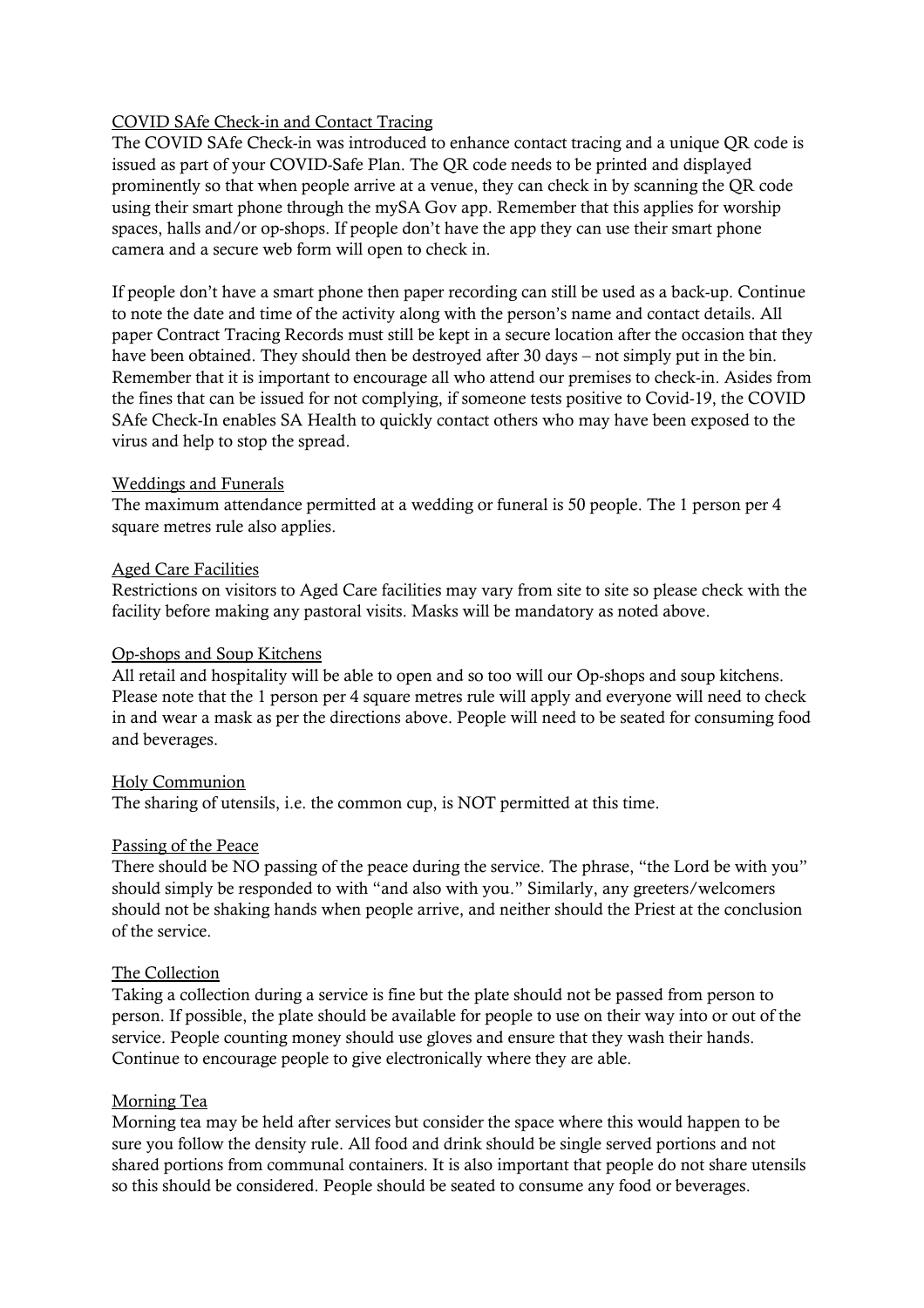COVID SAfe Check-in and Contact Tracing

The COVID SAfe Check-in was introduced to enhance contact tracing and a unique QR code is issued as part of your COVID-Safe Plan. The QR code needs to be printed and displayed prominently so that when people arrive at a venue, they can check in by scanning the QR code using their smart phone through the mySA Gov app. Remember that this applies for worship spaces, halls and/or op-shops. If people don't have the app they can use their smart phone camera and a secure web form will open to check in.

If people don't have a smart phone then paper recording can still be used as a back-up. Continue to note the date and time of the activity along with the person's name and contact details. All paper Contract Tracing Records must still be kept in a secure location after the occasion that they have been obtained. They should then be destroyed after 30 days – not simply put in the bin. Remember that it is important to encourage all who attend our premises to check-in. Asides from the fines that can be issued for not complying, if someone tests positive to Covid-19, the COVID SAfe Check-In enables SA Health to quickly contact others who may have been exposed to the virus and help to stop the spread.

Weddings and Funerals

The maximum attendance permitted at a wedding or funeral is 50 people. The 1 person per 4 square metres rule also applies.

Aged Care Facilities

Restrictions on visitors to Aged Care facilities may vary from site to site so please check with the facility before making any pastoral visits. Masks will be mandatory as noted above.

Op-shops and Soup Kitchens

All retail and hospitality will be able to open and so too will our Op-shops and soup kitchens. Please note that the 1 person per 4 square metres rule will apply and everyone will need to check in and wear a mask as per the directions above. People will need to be seated for consuming food and beverages.

Holy Communion

The sharing of utensils, i.e. the common cup, is NOT permitted at this time.

Passing of the Peace

There should be NO passing of the peace during the service. The phrase, "the Lord be with you" should simply be responded to with "and also with you." Similarly, any greeters/welcomers should not be shaking hands when people arrive, and neither should the Priest at the conclusion of the service.

The Collection

Taking a collection during a service is fine but the plate should not be passed from person to person. If possible, the plate should be available for people to use on their way into or out of the service. People counting money should use gloves and ensure that they wash their hands. Continue to encourage people to give electronically where they are able.

Morning Tea

Morning tea may be held after services but consider the space where this would happen to be sure you follow the density rule. All food and drink should be single served portions and not shared portions from communal containers. It is also important that people do not share utensils so this should be considered. People should be seated to consume any food or beverages.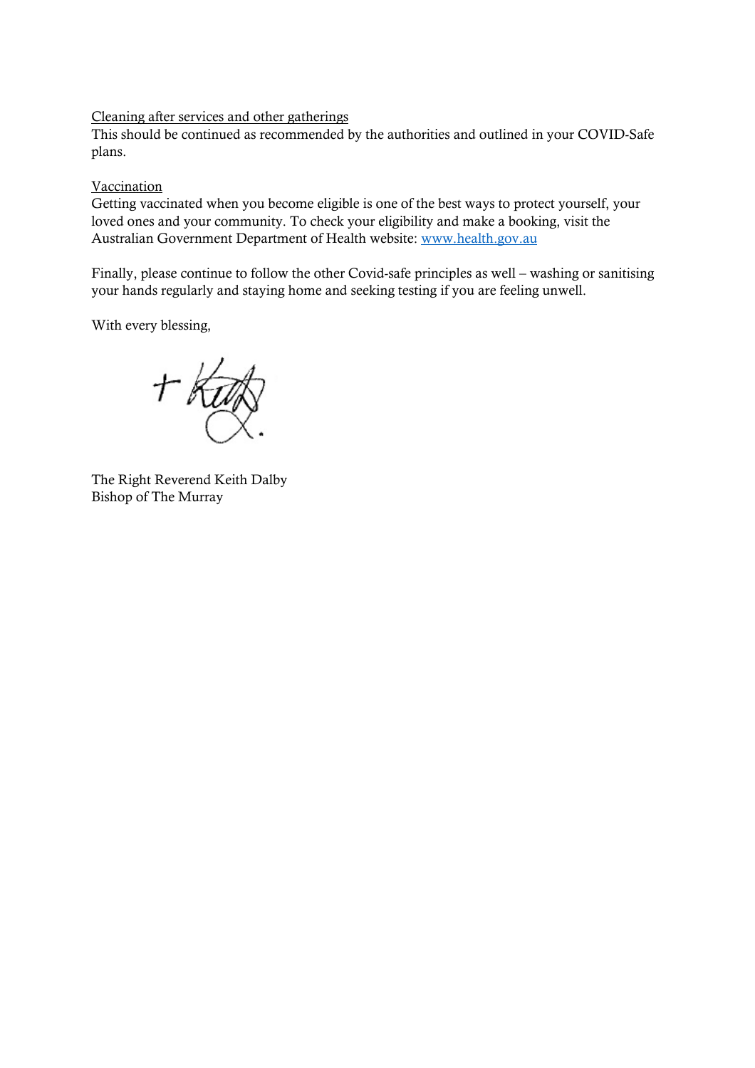<u>Cleaning after services and other gatherings</u>
This should be continued as recommended by the authorities and outlined in your COVID-Safe plans.

<u>Vaccination</u>
Getting vaccinated when you become eligible is one of the best ways to protect yourself, your loved ones and your community. To check your eligibility and make a booking, visit the Australian Government Department of Health website: [www.health.gov.au](http://www.health.gov.au)

Finally, please continue to follow the other Covid-safe principles as well – washing or sanitising your hands regularly and staying home and seeking testing if you are feeling unwell.

With every blessing,

The Right Reverend Keith Dalby
Bishop of The Murray